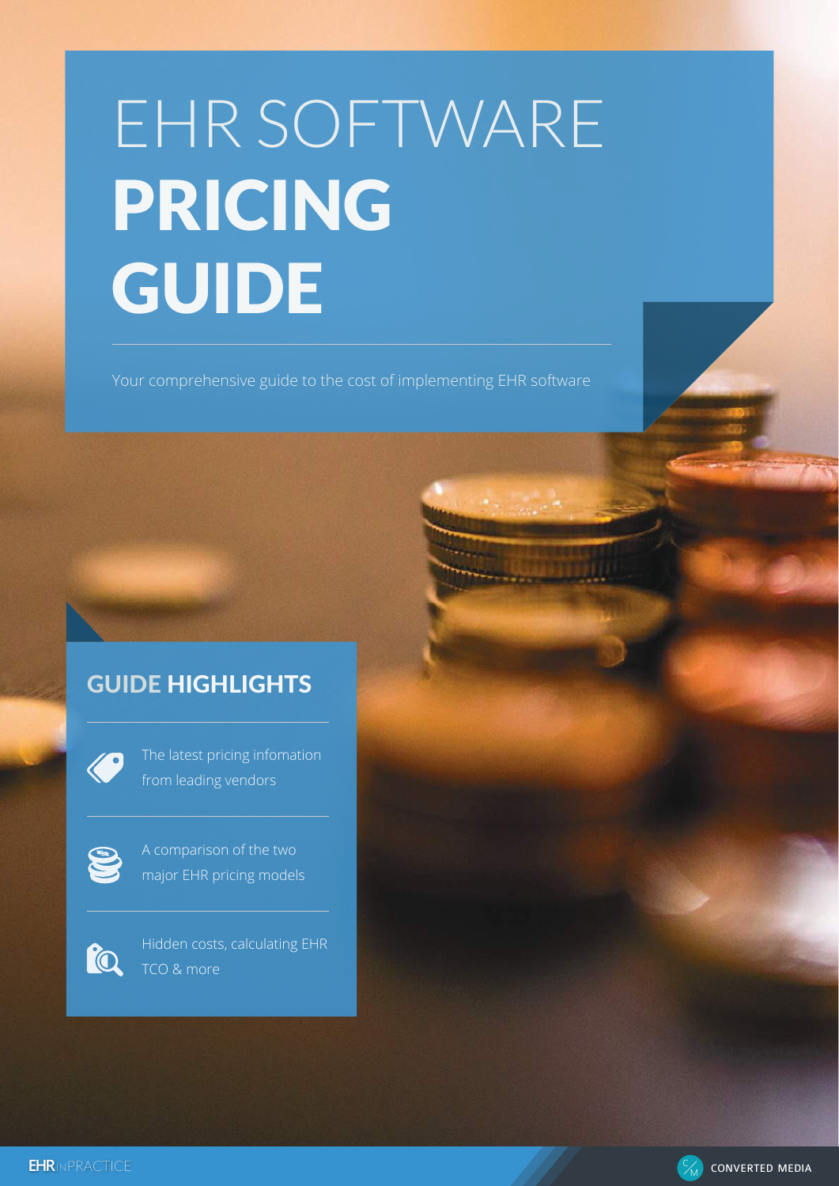# EHR SOFTWARE PRICING GUIDE

Your comprehensive guide to the cost of implementing EHR software

## GUIDE HIGHLIGHTS

- The latest pricing infomation from leading vendors
- A comparison of the two major EHR pricing models
- Hidden costs, calculating EHR TCO & more

EHR IN PRACTICE

CONVERTED MEDIA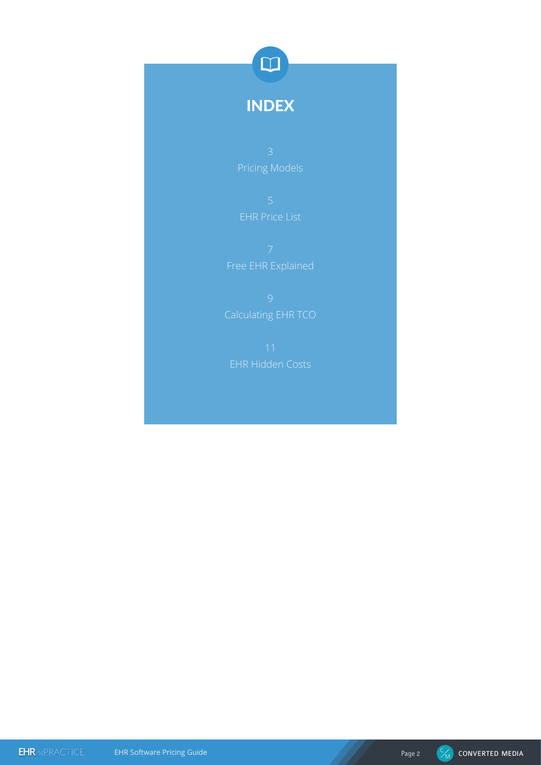# INDEX

3
Pricing Models

5
EHR Price List

7
Free EHR Explained

9
Calculating EHR TCO

11
EHR Hidden Costs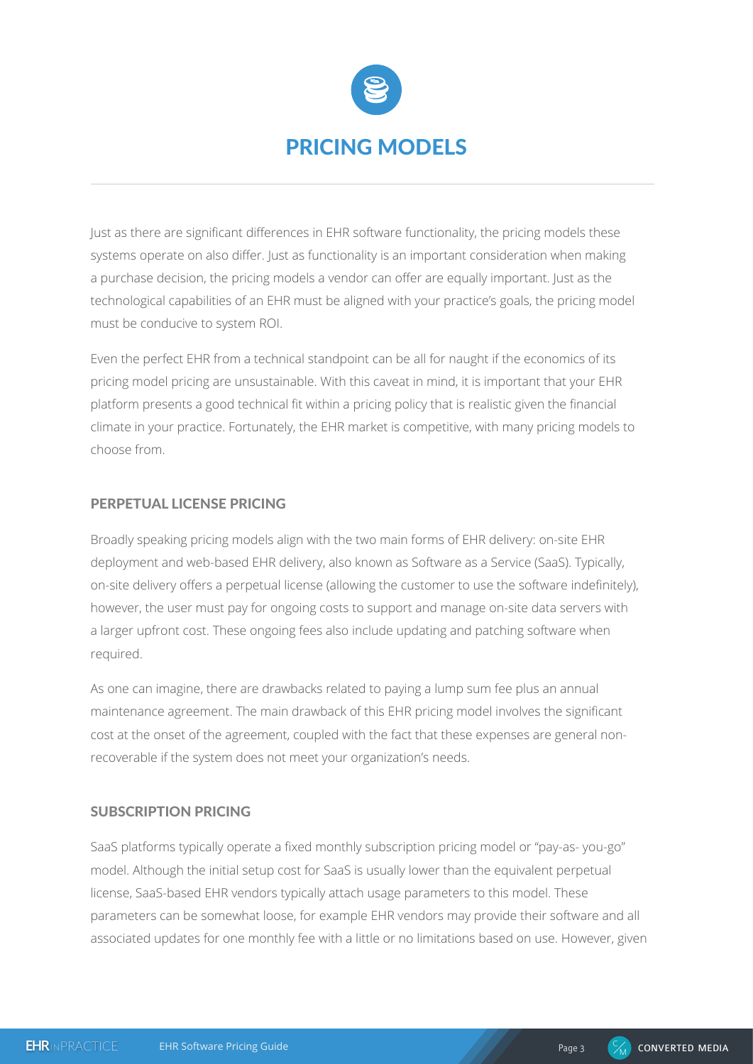# PRICING MODELS

Just as there are significant differences in EHR software functionality, the pricing models these systems operate on also differ. Just as functionality is an important consideration when making a purchase decision, the pricing models a vendor can offer are equally important. Just as the technological capabilities of an EHR must be aligned with your practice's goals, the pricing model must be conducive to system ROI.

Even the perfect EHR from a technical standpoint can be all for naught if the economics of its pricing model pricing are unsustainable. With this caveat in mind, it is important that your EHR platform presents a good technical fit within a pricing policy that is realistic given the financial climate in your practice. Fortunately, the EHR market is competitive, with many pricing models to choose from.

## PERPETUAL LICENSE PRICING

Broadly speaking pricing models align with the two main forms of EHR delivery: on-site EHR deployment and web-based EHR delivery, also known as Software as a Service (SaaS). Typically, on-site delivery offers a perpetual license (allowing the customer to use the software indefinitely), however, the user must pay for ongoing costs to support and manage on-site data servers with a larger upfront cost. These ongoing fees also include updating and patching software when required.

As one can imagine, there are drawbacks related to paying a lump sum fee plus an annual maintenance agreement. The main drawback of this EHR pricing model involves the significant cost at the onset of the agreement, coupled with the fact that these expenses are general non-recoverable if the system does not meet your organization's needs.

## SUBSCRIPTION PRICING

SaaS platforms typically operate a fixed monthly subscription pricing model or "pay-as- you-go" model. Although the initial setup cost for SaaS is usually lower than the equivalent perpetual license, SaaS-based EHR vendors typically attach usage parameters to this model. These parameters can be somewhat loose, for example EHR vendors may provide their software and all associated updates for one monthly fee with a little or no limitations based on use. However, given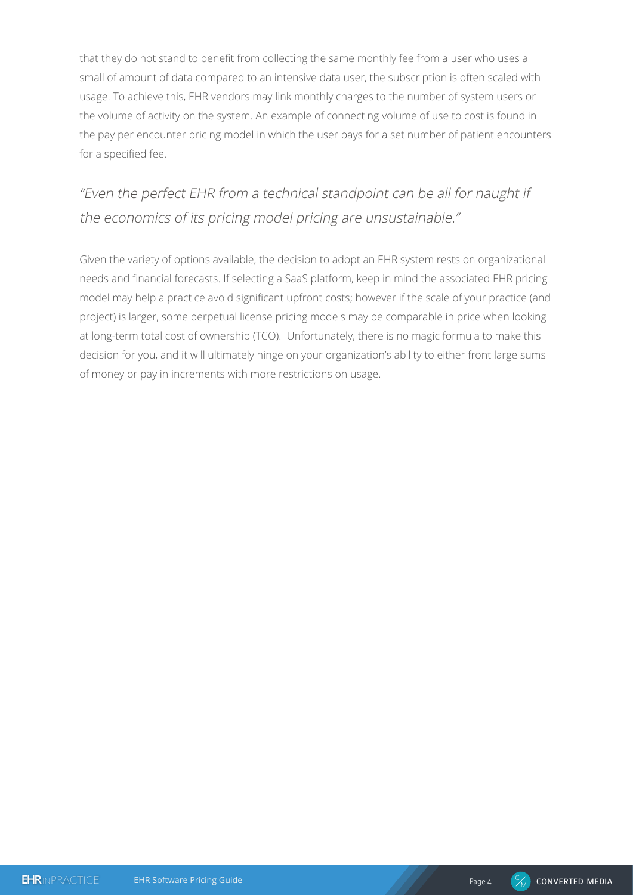that they do not stand to benefit from collecting the same monthly fee from a user who uses a small of amount of data compared to an intensive data user, the subscription is often scaled with usage. To achieve this, EHR vendors may link monthly charges to the number of system users or the volume of activity on the system. An example of connecting volume of use to cost is found in the pay per encounter pricing model in which the user pays for a set number of patient encounters for a specified fee.

> *"Even the perfect EHR from a technical standpoint can be all for naught if the economics of its pricing model pricing are unsustainable."*

Given the variety of options available, the decision to adopt an EHR system rests on organizational needs and financial forecasts. If selecting a SaaS platform, keep in mind the associated EHR pricing model may help a practice avoid significant upfront costs; however if the scale of your practice (and project) is larger, some perpetual license pricing models may be comparable in price when looking at long-term total cost of ownership (TCO). Unfortunately, there is no magic formula to make this decision for you, and it will ultimately hinge on your organization's ability to either front large sums of money or pay in increments with more restrictions on usage.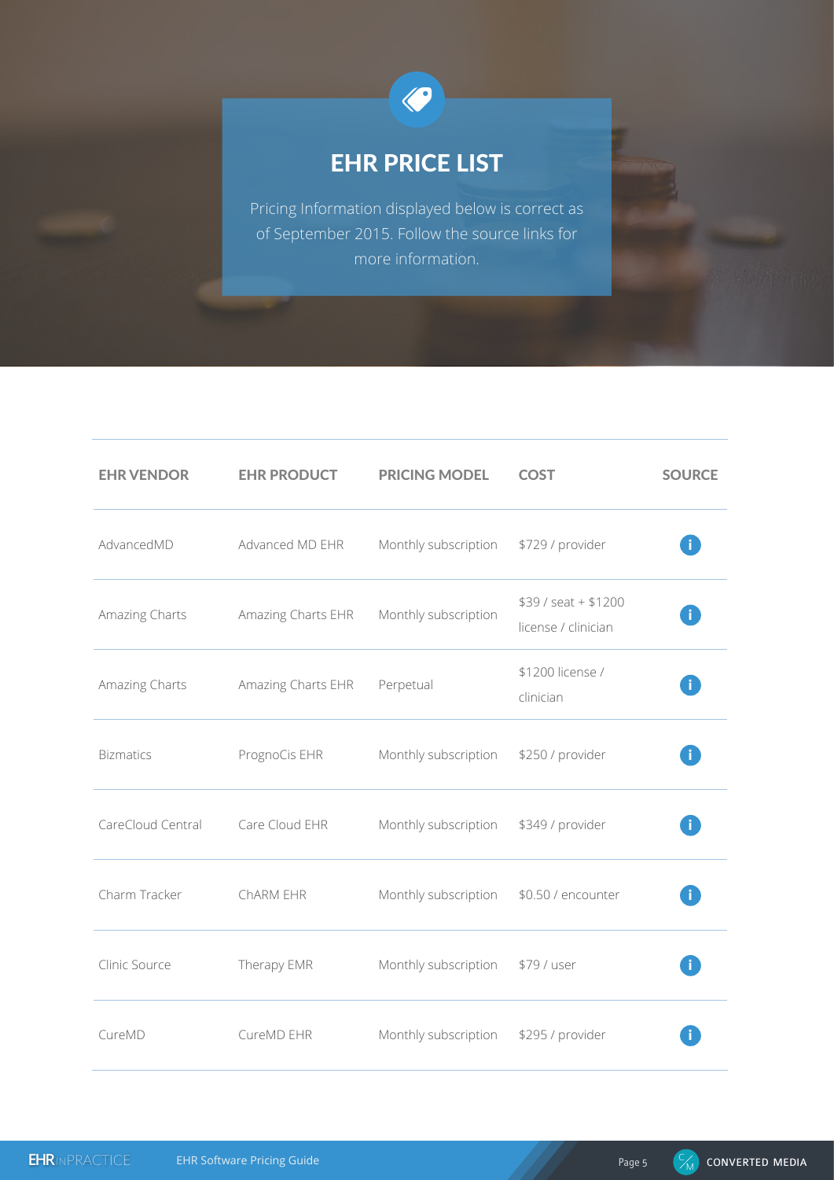# EHR PRICE LIST

Pricing Information displayed below is correct as of September 2015. Follow the source links for more information.

| EHR VENDOR | EHR PRODUCT | PRICING MODEL | COST | SOURCE |
|---|---|---|---|---|
| AdvancedMD | Advanced MD EHR | Monthly subscription | $729 / provider | i |
| Amazing Charts | Amazing Charts EHR | Monthly subscription | $39 / seat + $1200 license / clinician | i |
| Amazing Charts | Amazing Charts EHR | Perpetual | $1200 license / clinician | i |
| Bizmatics | PrognoCis EHR | Monthly subscription | $250 / provider | i |
| CareCloud Central | Care Cloud EHR | Monthly subscription | $349 / provider | i |
| Charm Tracker | ChARM EHR | Monthly subscription | $0.50 / encounter | i |
| Clinic Source | Therapy EMR | Monthly subscription | $79 / user | i |
| CureMD | CureMD EHR | Monthly subscription | $295 / provider | i |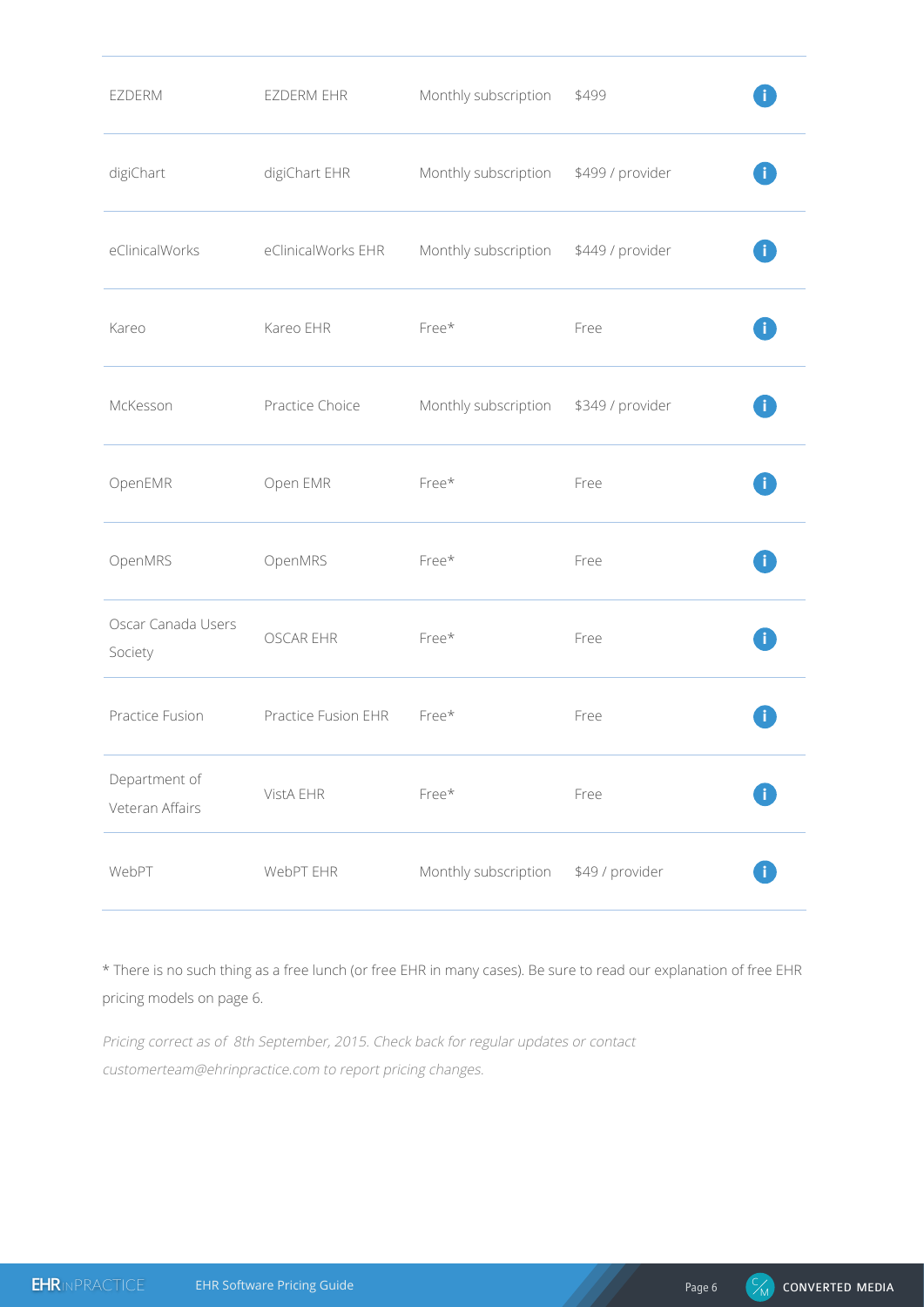| | | | | |
|---|---|---|---|---|
| EZDERM | EZDERM EHR | Monthly subscription | $499 | i |
| digiChart | digiChart EHR | Monthly subscription | $499 / provider | i |
| eClinicalWorks | eClinicalWorks EHR | Monthly subscription | $449 / provider | i |
| Kareo | Kareo EHR | Free* | Free | i |
| McKesson | Practice Choice | Monthly subscription | $349 / provider | i |
| OpenEMR | Open EMR | Free* | Free | i |
| OpenMRS | OpenMRS | Free* | Free | i |
| Oscar Canada Users Society | OSCAR EHR | Free* | Free | i |
| Practice Fusion | Practice Fusion EHR | Free* | Free | i |
| Department of Veteran Affairs | VistA EHR | Free* | Free | i |
| WebPT | WebPT EHR | Monthly subscription | $49 / provider | i |

* There is no such thing as a free lunch (or free EHR in many cases). Be sure to read our explanation of free EHR pricing models on page 6.

*Pricing correct as of 8th September, 2015. Check back for regular updates or contact customerteam@ehrinpractice.com to report pricing changes.*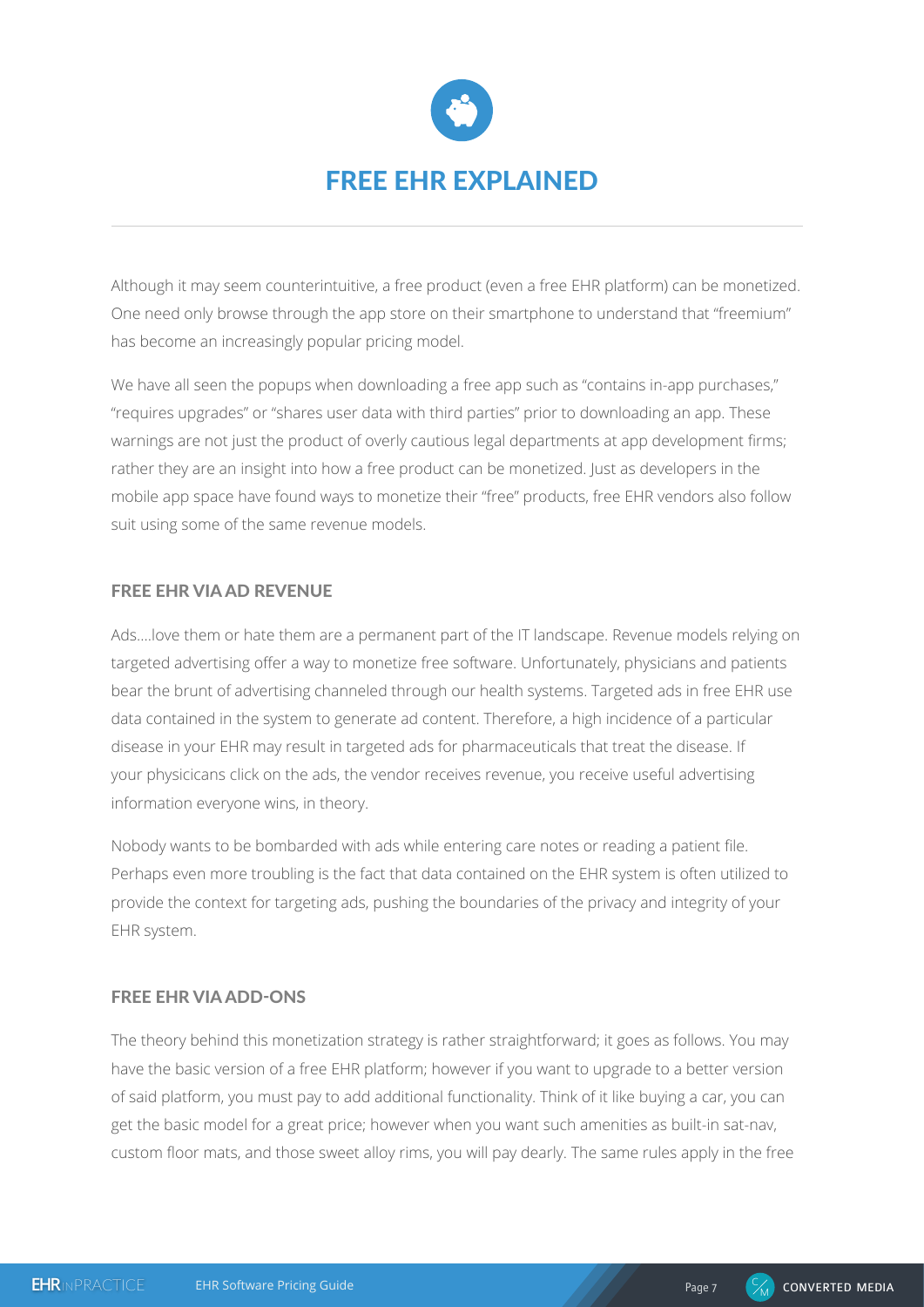# FREE EHR EXPLAINED

Although it may seem counterintuitive, a free product (even a free EHR platform) can be monetized. One need only browse through the app store on their smartphone to understand that "freemium" has become an increasingly popular pricing model.

We have all seen the popups when downloading a free app such as "contains in-app purchases," "requires upgrades" or "shares user data with third parties" prior to downloading an app. These warnings are not just the product of overly cautious legal departments at app development firms; rather they are an insight into how a free product can be monetized. Just as developers in the mobile app space have found ways to monetize their "free" products, free EHR vendors also follow suit using some of the same revenue models.

### FREE EHR VIA AD REVENUE

Ads....love them or hate them are a permanent part of the IT landscape. Revenue models relying on targeted advertising offer a way to monetize free software. Unfortunately, physicians and patients bear the brunt of advertising channeled through our health systems. Targeted ads in free EHR use data contained in the system to generate ad content. Therefore, a high incidence of a particular disease in your EHR may result in targeted ads for pharmaceuticals that treat the disease. If your physicicans click on the ads, the vendor receives revenue, you receive useful advertising information everyone wins, in theory.

Nobody wants to be bombarded with ads while entering care notes or reading a patient file. Perhaps even more troubling is the fact that data contained on the EHR system is often utilized to provide the context for targeting ads, pushing the boundaries of the privacy and integrity of your EHR system.

### FREE EHR VIA ADD-ONS

The theory behind this monetization strategy is rather straightforward; it goes as follows. You may have the basic version of a free EHR platform; however if you want to upgrade to a better version of said platform, you must pay to add additional functionality. Think of it like buying a car, you can get the basic model for a great price; however when you want such amenities as built-in sat-nav, custom floor mats, and those sweet alloy rims, you will pay dearly. The same rules apply in the free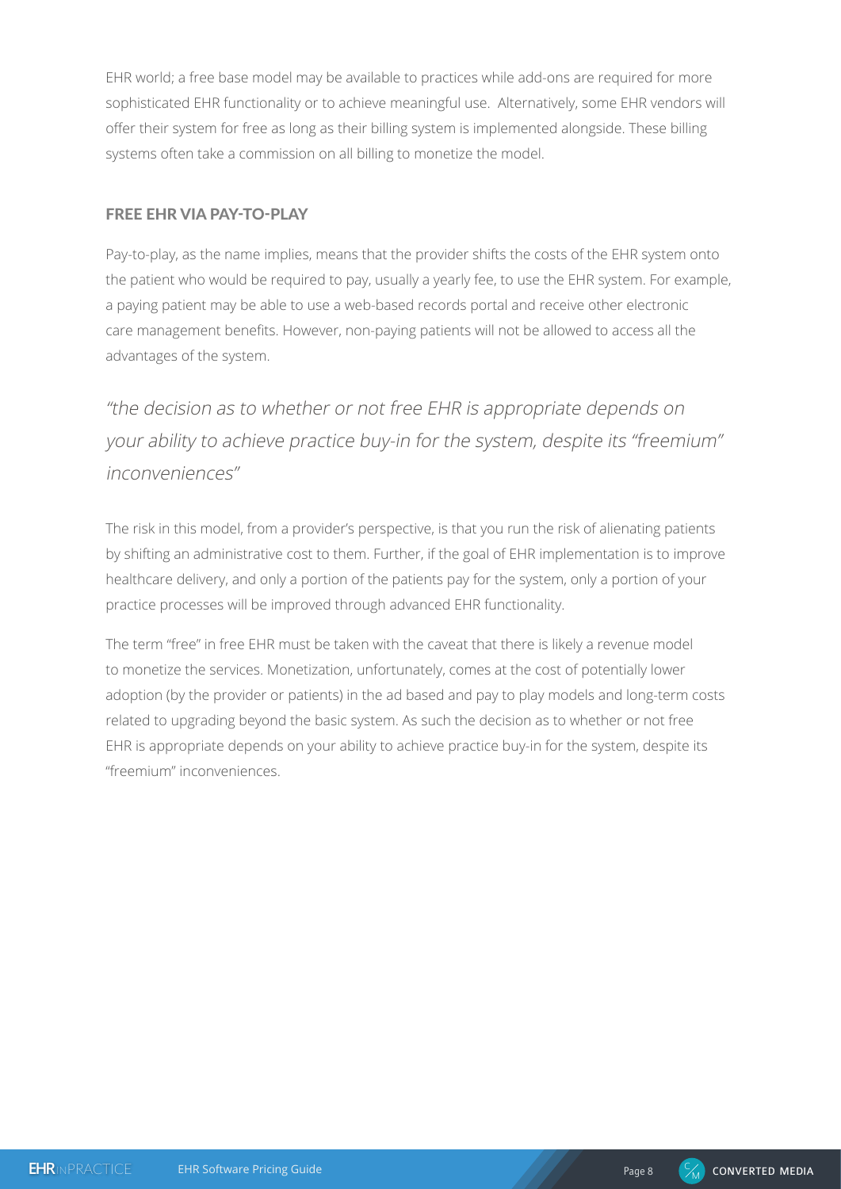EHR world; a free base model may be available to practices while add-ons are required for more sophisticated EHR functionality or to achieve meaningful use. Alternatively, some EHR vendors will offer their system for free as long as their billing system is implemented alongside. These billing systems often take a commission on all billing to monetize the model.

### FREE EHR VIA PAY-TO-PLAY

Pay-to-play, as the name implies, means that the provider shifts the costs of the EHR system onto the patient who would be required to pay, usually a yearly fee, to use the EHR system. For example, a paying patient may be able to use a web-based records portal and receive other electronic care management benefits. However, non-paying patients will not be allowed to access all the advantages of the system.

*"the decision as to whether or not free EHR is appropriate depends on your ability to achieve practice buy-in for the system, despite its "freemium" inconveniences"*

The risk in this model, from a provider's perspective, is that you run the risk of alienating patients by shifting an administrative cost to them. Further, if the goal of EHR implementation is to improve healthcare delivery, and only a portion of the patients pay for the system, only a portion of your practice processes will be improved through advanced EHR functionality.

The term "free" in free EHR must be taken with the caveat that there is likely a revenue model to monetize the services. Monetization, unfortunately, comes at the cost of potentially lower adoption (by the provider or patients) in the ad based and pay to play models and long-term costs related to upgrading beyond the basic system. As such the decision as to whether or not free EHR is appropriate depends on your ability to achieve practice buy-in for the system, despite its "freemium" inconveniences.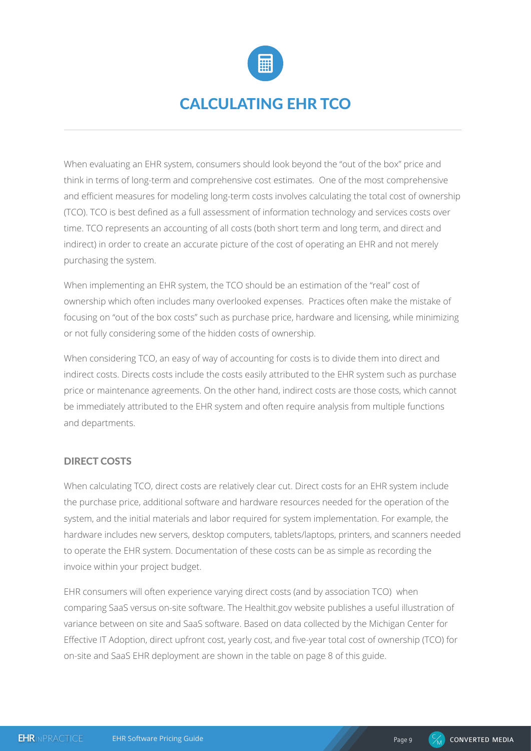# CALCULATING EHR TCO

When evaluating an EHR system, consumers should look beyond the "out of the box" price and think in terms of long-term and comprehensive cost estimates.  One of the most comprehensive and efficient measures for modeling long-term costs involves calculating the total cost of ownership (TCO). TCO is best defined as a full assessment of information technology and services costs over time. TCO represents an accounting of all costs (both short term and long term, and direct and indirect) in order to create an accurate picture of the cost of operating an EHR and not merely purchasing the system.

When implementing an EHR system, the TCO should be an estimation of the "real" cost of ownership which often includes many overlooked expenses.  Practices often make the mistake of focusing on "out of the box costs" such as purchase price, hardware and licensing, while minimizing or not fully considering some of the hidden costs of ownership.

When considering TCO, an easy of way of accounting for costs is to divide them into direct and indirect costs. Directs costs include the costs easily attributed to the EHR system such as purchase price or maintenance agreements. On the other hand, indirect costs are those costs, which cannot be immediately attributed to the EHR system and often require analysis from multiple functions and departments.

## DIRECT COSTS

When calculating TCO, direct costs are relatively clear cut. Direct costs for an EHR system include the purchase price, additional software and hardware resources needed for the operation of the system, and the initial materials and labor required for system implementation. For example, the hardware includes new servers, desktop computers, tablets/laptops, printers, and scanners needed to operate the EHR system. Documentation of these costs can be as simple as recording the invoice within your project budget.

EHR consumers will often experience varying direct costs (and by association TCO)  when comparing SaaS versus on-site software. The Healthit.gov website publishes a useful illustration of variance between on site and SaaS software. Based on data collected by the Michigan Center for Effective IT Adoption, direct upfront cost, yearly cost, and five-year total cost of ownership (TCO) for on-site and SaaS EHR deployment are shown in the table on page 8 of this guide.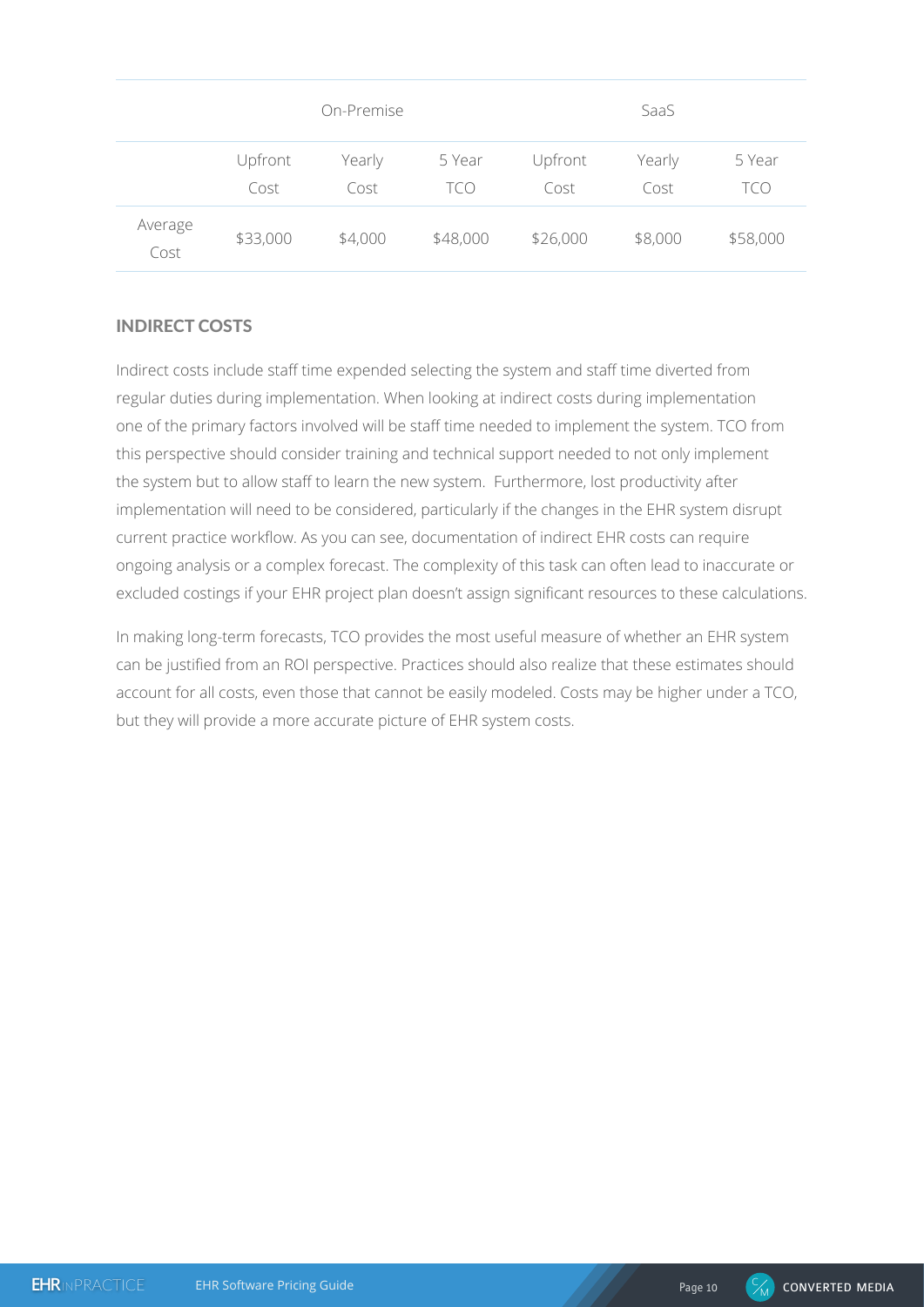| | On-Premise | | | SaaS | | |
|---|---|---|---|---|---|---|
| | Upfront Cost | Yearly Cost | 5 Year TCO | Upfront Cost | Yearly Cost | 5 Year TCO |
| Average Cost | $33,000 | $4,000 | $48,000 | $26,000 | $8,000 | $58,000 |

## INDIRECT COSTS

Indirect costs include staff time expended selecting the system and staff time diverted from regular duties during implementation. When looking at indirect costs during implementation one of the primary factors involved will be staff time needed to implement the system. TCO from this perspective should consider training and technical support needed to not only implement the system but to allow staff to learn the new system. Furthermore, lost productivity after implementation will need to be considered, particularly if the changes in the EHR system disrupt current practice workflow. As you can see, documentation of indirect EHR costs can require ongoing analysis or a complex forecast. The complexity of this task can often lead to inaccurate or excluded costings if your EHR project plan doesn't assign significant resources to these calculations.

In making long-term forecasts, TCO provides the most useful measure of whether an EHR system can be justified from an ROI perspective. Practices should also realize that these estimates should account for all costs, even those that cannot be easily modeled. Costs may be higher under a TCO, but they will provide a more accurate picture of EHR system costs.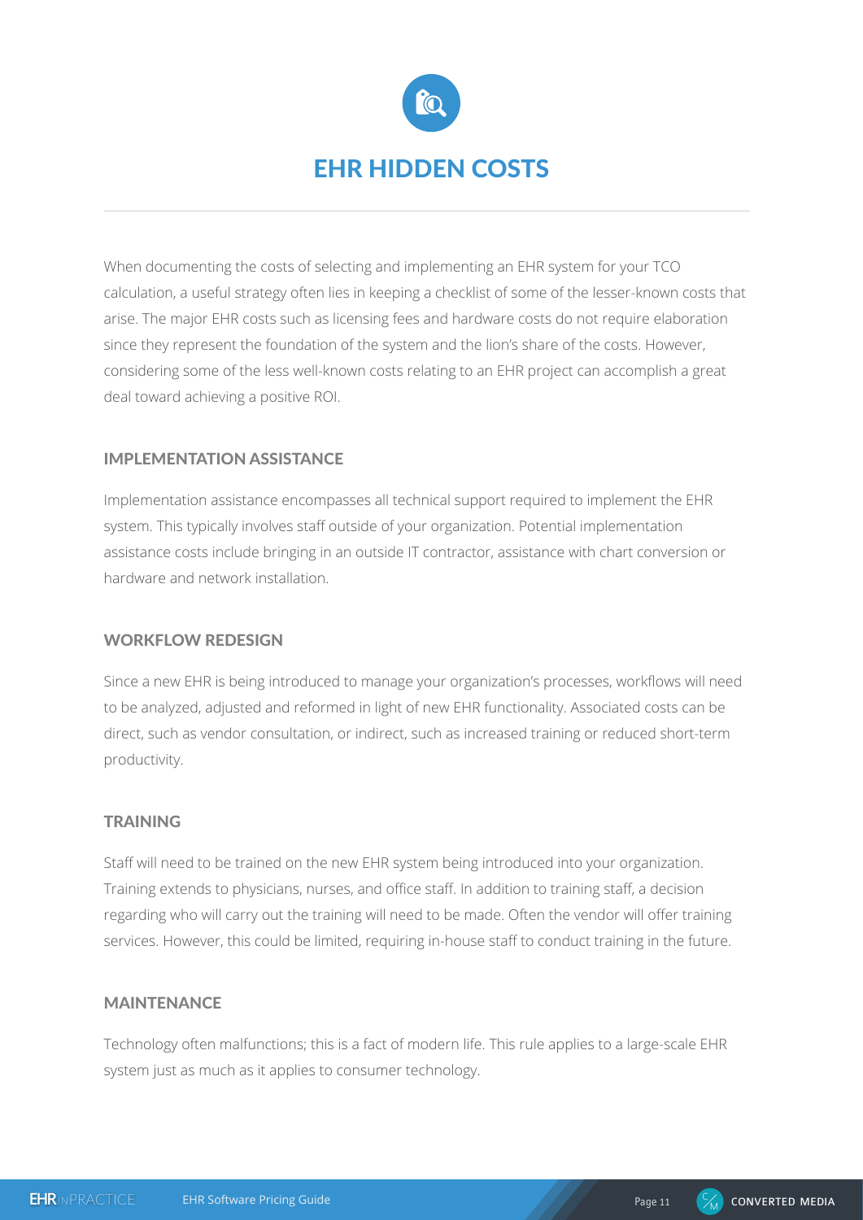# EHR HIDDEN COSTS

When documenting the costs of selecting and implementing an EHR system for your TCO calculation, a useful strategy often lies in keeping a checklist of some of the lesser-known costs that arise. The major EHR costs such as licensing fees and hardware costs do not require elaboration since they represent the foundation of the system and the lion's share of the costs. However, considering some of the less well-known costs relating to an EHR project can accomplish a great deal toward achieving a positive ROI.

## IMPLEMENTATION ASSISTANCE

Implementation assistance encompasses all technical support required to implement the EHR system. This typically involves staff outside of your organization. Potential implementation assistance costs include bringing in an outside IT contractor, assistance with chart conversion or hardware and network installation.

## WORKFLOW REDESIGN

Since a new EHR is being introduced to manage your organization's processes, workflows will need to be analyzed, adjusted and reformed in light of new EHR functionality. Associated costs can be direct, such as vendor consultation, or indirect, such as increased training or reduced short-term productivity.

## TRAINING

Staff will need to be trained on the new EHR system being introduced into your organization. Training extends to physicians, nurses, and office staff. In addition to training staff, a decision regarding who will carry out the training will need to be made. Often the vendor will offer training services. However, this could be limited, requiring in-house staff to conduct training in the future.

## MAINTENANCE

Technology often malfunctions; this is a fact of modern life. This rule applies to a large-scale EHR system just as much as it applies to consumer technology.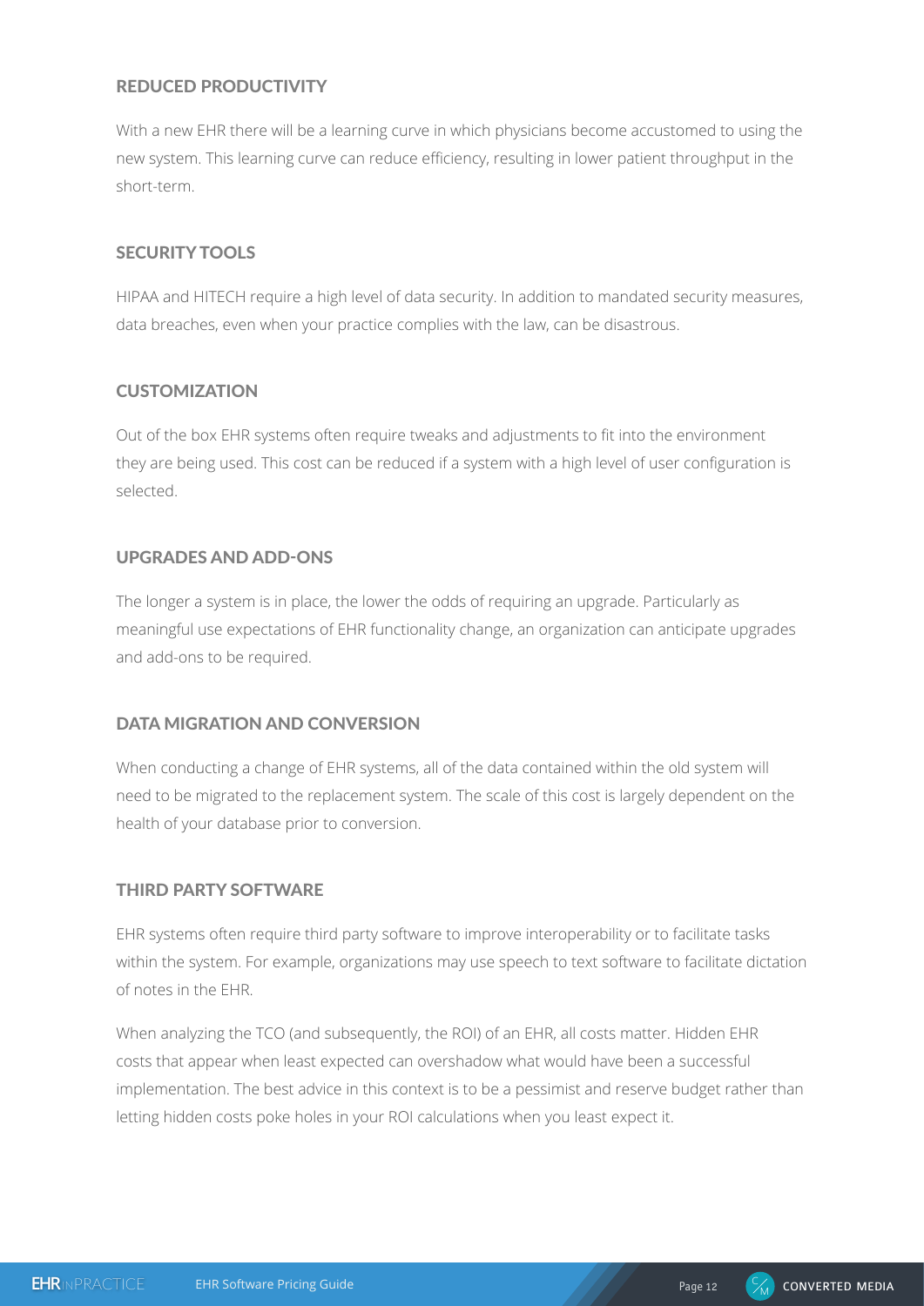### REDUCED PRODUCTIVITY

With a new EHR there will be a learning curve in which physicians become accustomed to using the new system. This learning curve can reduce efficiency, resulting in lower patient throughput in the short-term.

### SECURITY TOOLS

HIPAA and HITECH require a high level of data security. In addition to mandated security measures, data breaches, even when your practice complies with the law, can be disastrous.

### CUSTOMIZATION

Out of the box EHR systems often require tweaks and adjustments to fit into the environment they are being used. This cost can be reduced if a system with a high level of user configuration is selected.

### UPGRADES AND ADD-ONS

The longer a system is in place, the lower the odds of requiring an upgrade. Particularly as meaningful use expectations of EHR functionality change, an organization can anticipate upgrades and add-ons to be required.

### DATA MIGRATION AND CONVERSION

When conducting a change of EHR systems, all of the data contained within the old system will need to be migrated to the replacement system. The scale of this cost is largely dependent on the health of your database prior to conversion.

### THIRD PARTY SOFTWARE

EHR systems often require third party software to improve interoperability or to facilitate tasks within the system. For example, organizations may use speech to text software to facilitate dictation of notes in the EHR.

When analyzing the TCO (and subsequently, the ROI) of an EHR, all costs matter. Hidden EHR costs that appear when least expected can overshadow what would have been a successful implementation. The best advice in this context is to be a pessimist and reserve budget rather than letting hidden costs poke holes in your ROI calculations when you least expect it.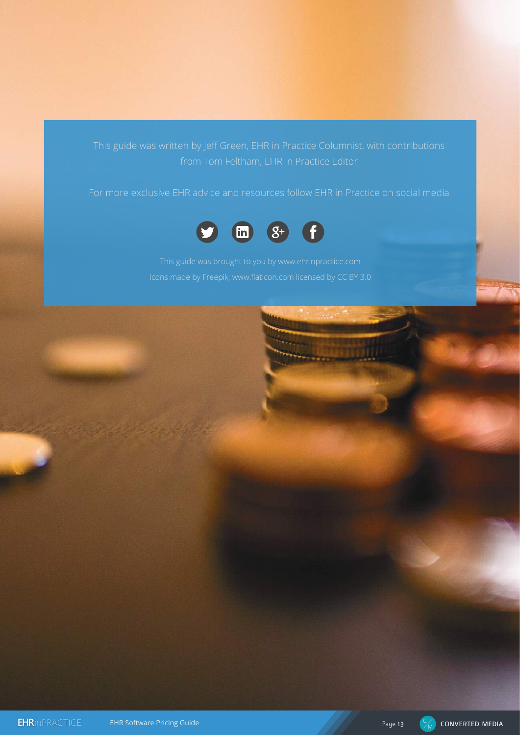This guide was written by Jeff Green, EHR in Practice Columnist, with contributions from Tom Feltham, EHR in Practice Editor

For more exclusive EHR advice and resources follow EHR in Practice on social media

This guide was brought to you by www.ehrinpractice.com
Icons made by Freepik, www.flaticon.com licensed by CC BY 3.0